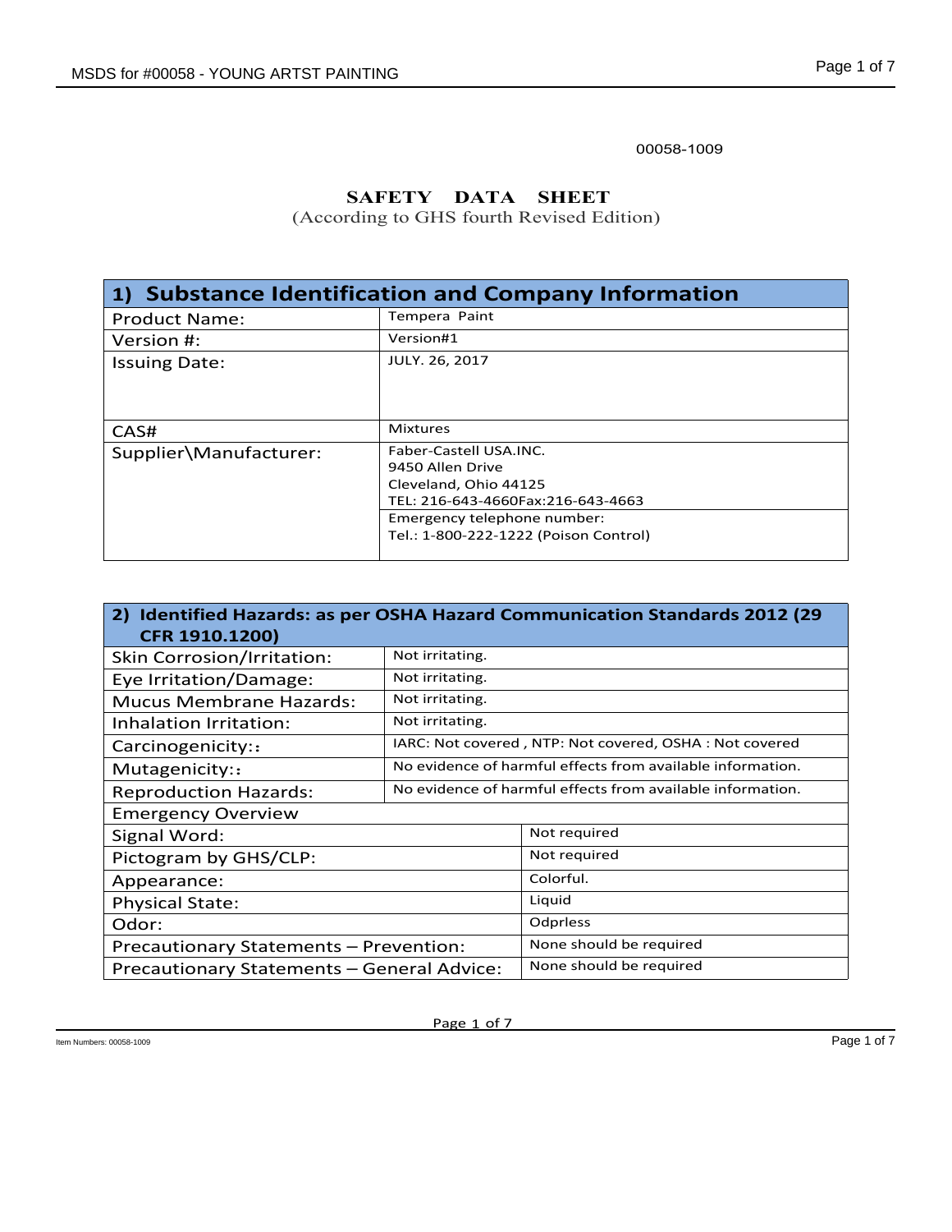00058-1009

# SAFETY DATA SHEET

(According to GHS fourth Revised Edition)

| 1) Substance Identification and Company Information | |
|---|---|
| Product Name: | Tempera Paint |
| Version #: | Version#1 |
| Issuing Date: | JULY. 26, 2017 |
| CAS# | Mixtures |
| Supplier\Manufacturer: | Faber-Castell USA.INC.<br>9450 Allen Drive<br>Cleveland, Ohio 44125<br>TEL: 216-643-4660Fax:216-643-4663 |
| | Emergency telephone number:<br>Tel.: 1-800-222-1222 (Poison Control) |

| 2) Identified Hazards: as per OSHA Hazard Communication Standards 2012 (29 CFR 1910.1200) | |
|---|---|
| Skin Corrosion/Irritation: | Not irritating. |
| Eye Irritation/Damage: | Not irritating. |
| Mucus Membrane Hazards: | Not irritating. |
| Inhalation Irritation: | Not irritating. |
| Carcinogenicity:: | IARC: Not covered , NTP: Not covered, OSHA : Not covered |
| Mutagenicity:: | No evidence of harmful effects from available information. |
| Reproduction Hazards: | No evidence of harmful effects from available information. |
| Emergency Overview | |
| Signal Word: | Not required |
| Pictogram by GHS/CLP: | Not required |
| Appearance: | Colorful. |
| Physical State: | Liquid |
| Odor: | Odprless |
| Precautionary Statements – Prevention: | None should be required |
| Precautionary Statements – General Advice: | None should be required |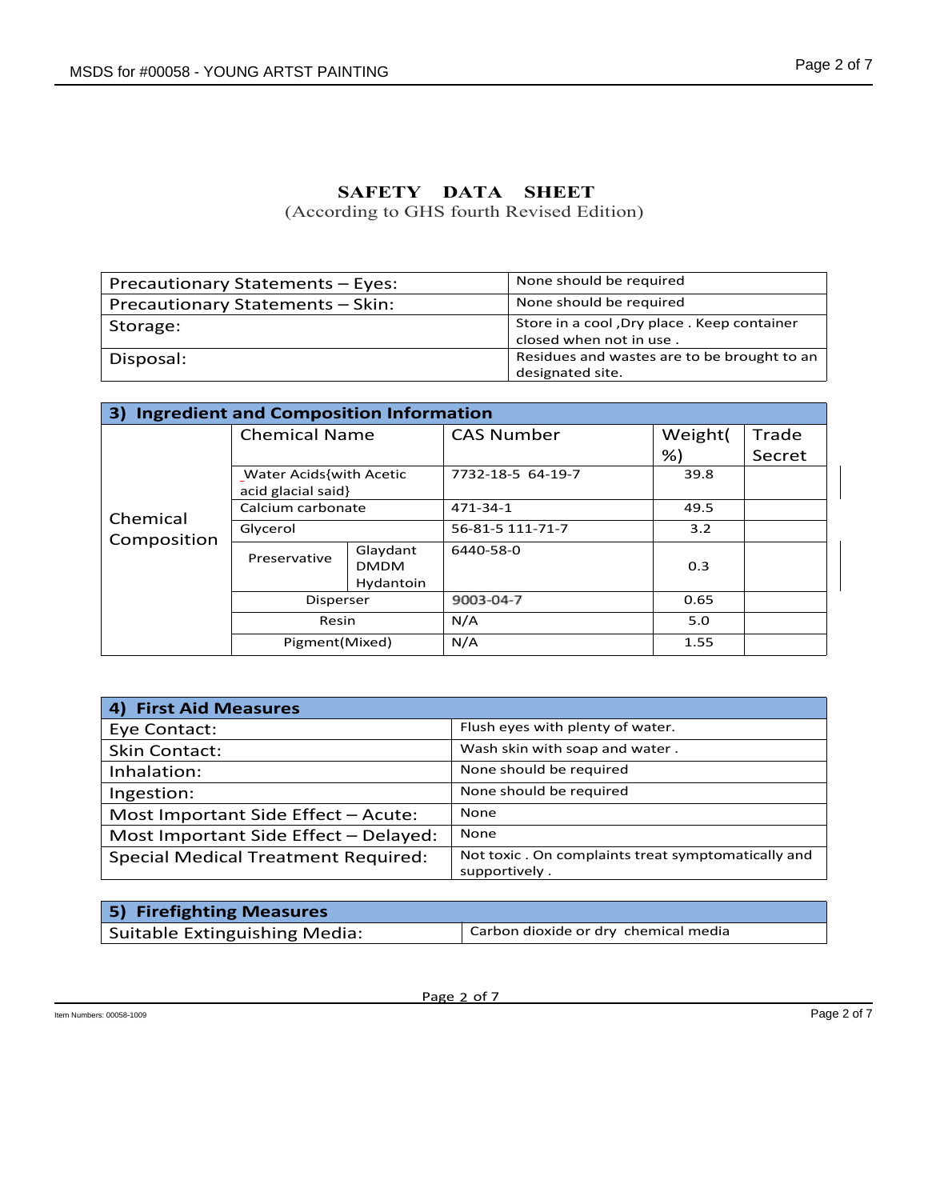**SAFETY DATA SHEET**
(According to GHS fourth Revised Edition)

| Precautionary Statements – Eyes: | None should be required |
|---|---|
| Precautionary Statements – Skin: | None should be required |
| Storage: | Store in a cool ,Dry place . Keep container closed when not in use . |
| Disposal: | Residues and wastes are to be brought to an designated site. |

## 3) Ingredient and Composition Information

| | Chemical Name | | CAS Number | Weight( %) | Trade Secret |
|---|---|---|---|---|---|
| Chemical Composition | Water Acids{with Acetic acid glacial said} | | 7732-18-5 64-19-7 | 39.8 | |
| | Calcium carbonate | | 471-34-1 | 49.5 | |
| | Glycerol | | 56-81-5 111-71-7 | 3.2 | |
| | Preservative | Glaydant DMDM Hydantoin | 6440-58-0 | 0.3 | |
| | Disperser | | 9003-04-7 | 0.65 | |
| | Resin | | N/A | 5.0 | |
| | Pigment(Mixed) | | N/A | 1.55 | |

## 4) First Aid Measures

| Eye Contact: | Flush eyes with plenty of water. |
|---|---|
| Skin Contact: | Wash skin with soap and water . |
| Inhalation: | None should be required |
| Ingestion: | None should be required |
| Most Important Side Effect – Acute: | None |
| Most Important Side Effect – Delayed: | None |
| Special Medical Treatment Required: | Not toxic . On complaints treat symptomatically and supportively . |

## 5) Firefighting Measures

| Suitable Extinguishing Media: | Carbon dioxide or dry chemical media |
|---|---|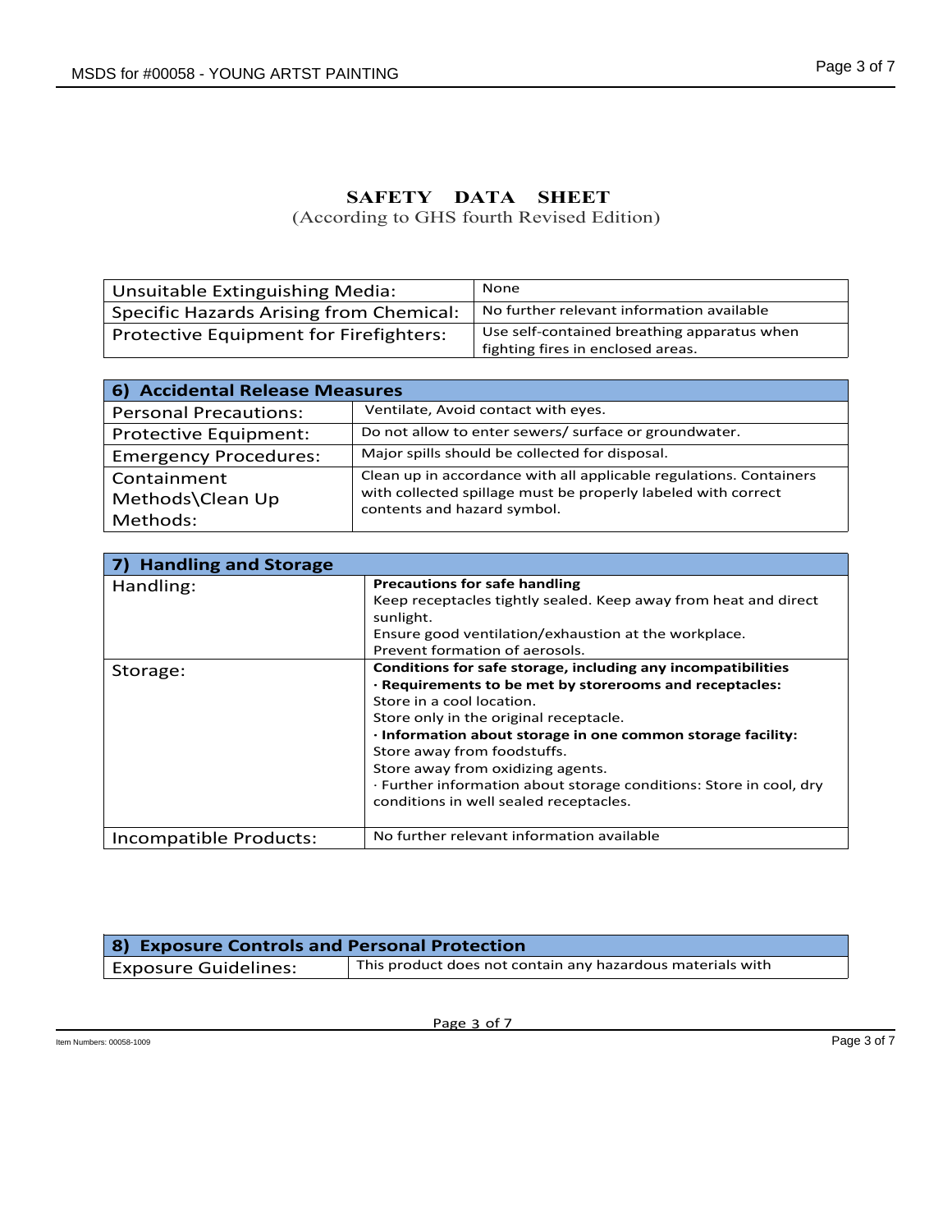# SAFETY DATA SHEET

(According to GHS fourth Revised Edition)

| | |
|---|---|
| Unsuitable Extinguishing Media: | None |
| Specific Hazards Arising from Chemical: | No further relevant information available |
| Protective Equipment for Firefighters: | Use self-contained breathing apparatus when fighting fires in enclosed areas. |

| 6) Accidental Release Measures | |
|---|---|
| Personal Precautions: | Ventilate, Avoid contact with eyes. |
| Protective Equipment: | Do not allow to enter sewers/ surface or groundwater. |
| Emergency Procedures: | Major spills should be collected for disposal. |
| Containment Methods\Clean Up Methods: | Clean up in accordance with all applicable regulations. Containers with collected spillage must be properly labeled with correct contents and hazard symbol. |

| 7) Handling and Storage | |
|---|---|
| Handling: | **Precautions for safe handling**<br>Keep receptacles tightly sealed. Keep away from heat and direct sunlight.<br>Ensure good ventilation/exhaustion at the workplace.<br>Prevent formation of aerosols. |
| Storage: | **Conditions for safe storage, including any incompatibilities**<br>**· Requirements to be met by storerooms and receptacles:**<br>Store in a cool location.<br>Store only in the original receptacle.<br>**· Information about storage in one common storage facility:**<br>Store away from foodstuffs.<br>Store away from oxidizing agents.<br>· Further information about storage conditions: Store in cool, dry conditions in well sealed receptacles. |
| Incompatible Products: | No further relevant information available |

| 8) Exposure Controls and Personal Protection | |
|---|---|
| Exposure Guidelines: | This product does not contain any hazardous materials with |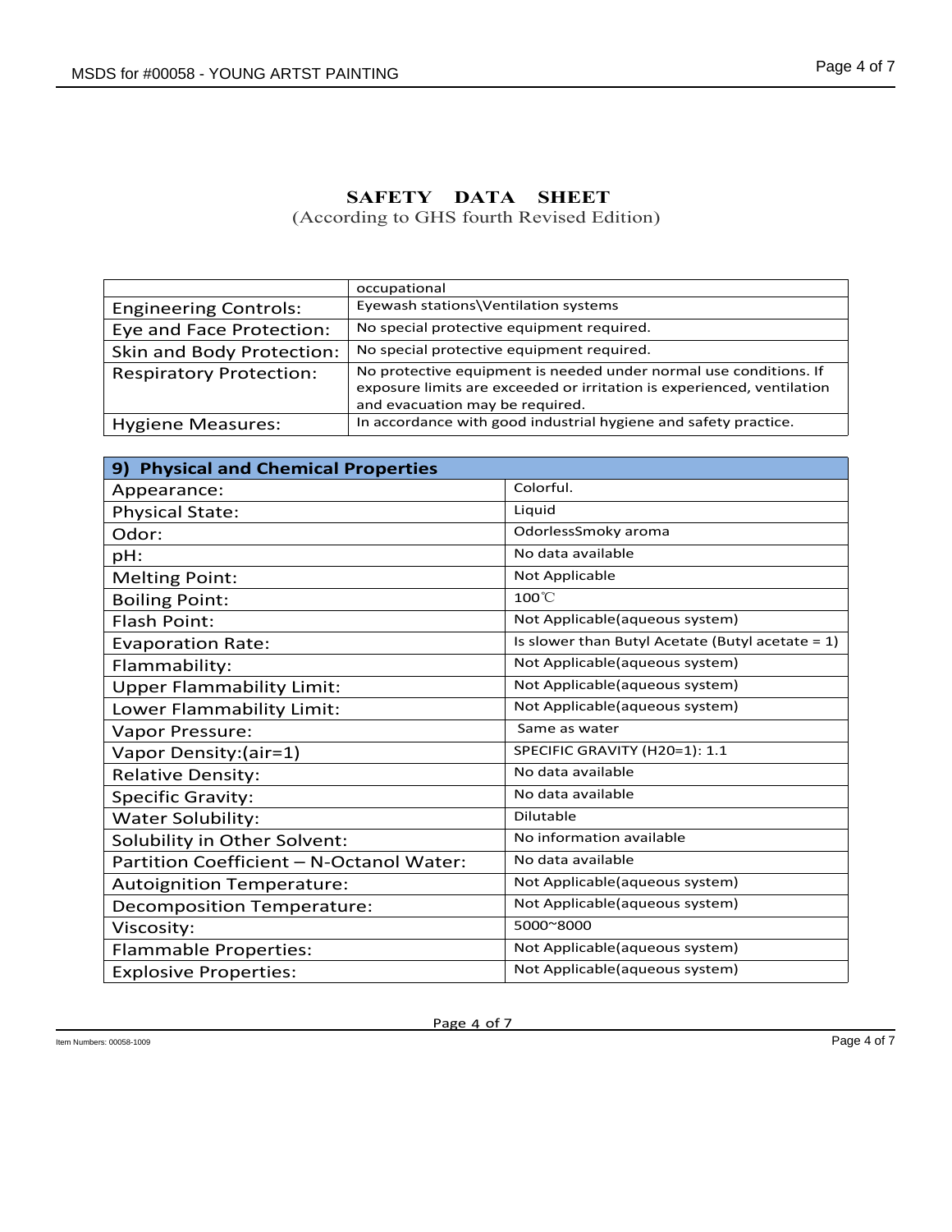**SAFETY DATA SHEET**
(According to GHS fourth Revised Edition)

| | occupational |
|---|---|
| Engineering Controls: | Eyewash stations\Ventilation systems |
| Eye and Face Protection: | No special protective equipment required. |
| Skin and Body Protection: | No special protective equipment required. |
| Respiratory Protection: | No protective equipment is needed under normal use conditions. If exposure limits are exceeded or irritation is experienced, ventilation and evacuation may be required. |
| Hygiene Measures: | In accordance with good industrial hygiene and safety practice. |

## 9) Physical and Chemical Properties

| | |
|---|---|
| Appearance: | Colorful. |
| Physical State: | Liquid |
| Odor: | OdorlessSmoky aroma |
| pH: | No data available |
| Melting Point: | Not Applicable |
| Boiling Point: | 100℃ |
| Flash Point: | Not Applicable(aqueous system) |
| Evaporation Rate: | Is slower than Butyl Acetate (Butyl acetate = 1) |
| Flammability: | Not Applicable(aqueous system) |
| Upper Flammability Limit: | Not Applicable(aqueous system) |
| Lower Flammability Limit: | Not Applicable(aqueous system) |
| Vapor Pressure: | Same as water |
| Vapor Density:(air=1) | SPECIFIC GRAVITY (H2O=1): 1.1 |
| Relative Density: | No data available |
| Specific Gravity: | No data available |
| Water Solubility: | Dilutable |
| Solubility in Other Solvent: | No information available |
| Partition Coefficient – N-Octanol Water: | No data available |
| Autoignition Temperature: | Not Applicable(aqueous system) |
| Decomposition Temperature: | Not Applicable(aqueous system) |
| Viscosity: | 5000~8000 |
| Flammable Properties: | Not Applicable(aqueous system) |
| Explosive Properties: | Not Applicable(aqueous system) |

Item Numbers: 00058-1009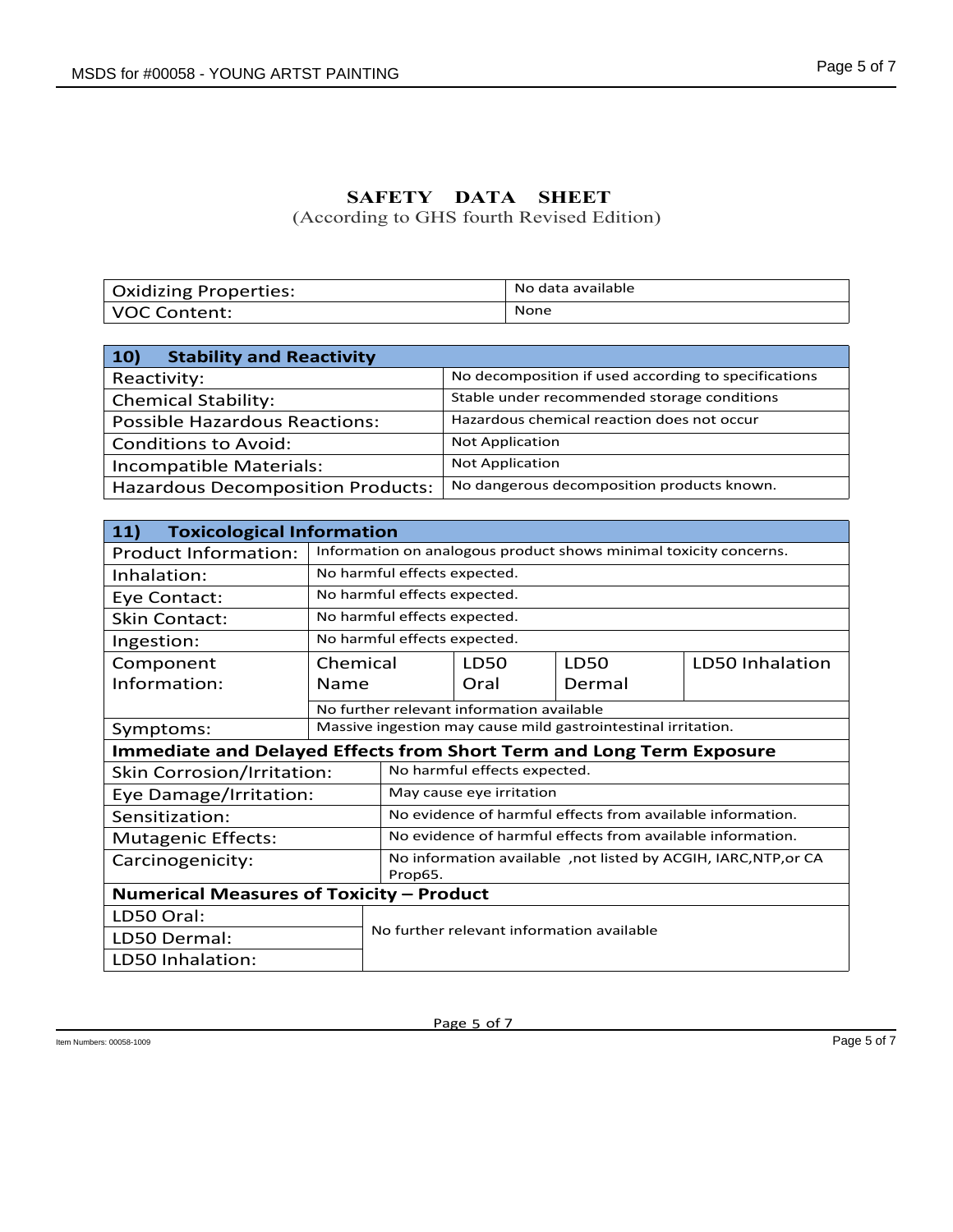**SAFETY DATA SHEET**

(According to GHS fourth Revised Edition)

| | |
|---|---|
| Oxidizing Properties: | No data available |
| VOC Content: | None |

| 10) Stability and Reactivity | |
|---|---|
| Reactivity: | No decomposition if used according to specifications |
| Chemical Stability: | Stable under recommended storage conditions |
| Possible Hazardous Reactions: | Hazardous chemical reaction does not occur |
| Conditions to Avoid: | Not Application |
| Incompatible Materials: | Not Application |
| Hazardous Decomposition Products: | No dangerous decomposition products known. |

| 11) Toxicological Information | | | | |
|---|---|---|---|---|
| Product Information: | Information on analogous product shows minimal toxicity concerns. | | | |
| Inhalation: | No harmful effects expected. | | | |
| Eye Contact: | No harmful effects expected. | | | |
| Skin Contact: | No harmful effects expected. | | | |
| Ingestion: | No harmful effects expected. | | | |
| Component Information: | Chemical Name | LD50 Oral | LD50 Dermal | LD50 Inhalation |
| | No further relevant information available | | | |
| Symptoms: | Massive ingestion may cause mild gastrointestinal irritation. | | | |

| Immediate and Delayed Effects from Short Term and Long Term Exposure | |
|---|---|
| Skin Corrosion/Irritation: | No harmful effects expected. |
| Eye Damage/Irritation: | May cause eye irritation |
| Sensitization: | No evidence of harmful effects from available information. |
| Mutagenic Effects: | No evidence of harmful effects from available information. |
| Carcinogenicity: | No information available ,not listed by ACGIH, IARC,NTP,or CA Prop65. |

| Numerical Measures of Toxicity – Product | |
|---|---|
| LD50 Oral: | No further relevant information available |
| LD50 Dermal: | |
| LD50 Inhalation: | |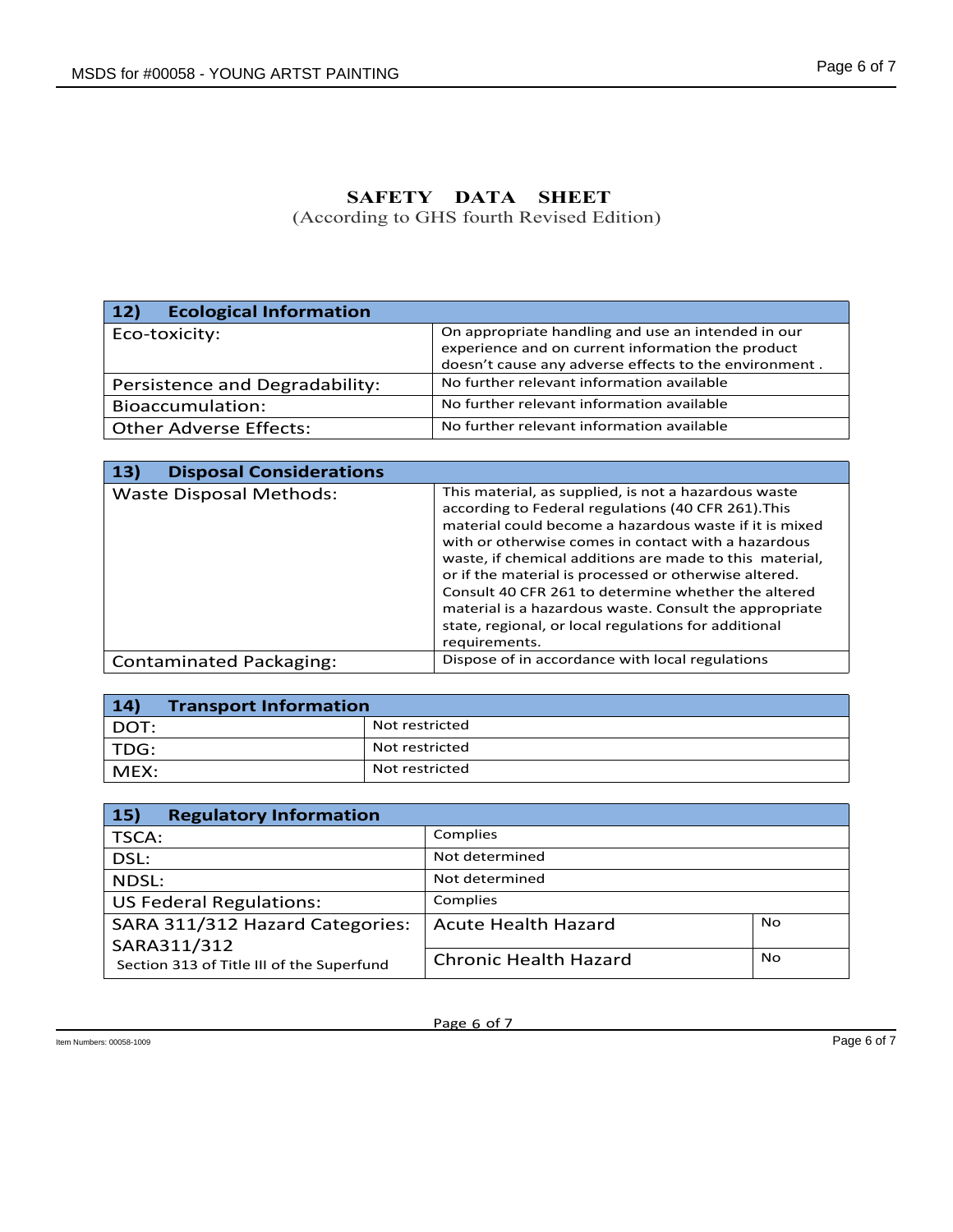**SAFETY DATA SHEET**
(According to GHS fourth Revised Edition)

| 12) Ecological Information | |
|---|---|
| Eco-toxicity: | On appropriate handling and use an intended in our experience and on current information the product doesn't cause any adverse effects to the environment . |
| Persistence and Degradability: | No further relevant information available |
| Bioaccumulation: | No further relevant information available |
| Other Adverse Effects: | No further relevant information available |

| 13) Disposal Considerations | |
|---|---|
| Waste Disposal Methods: | This material, as supplied, is not a hazardous waste according to Federal regulations (40 CFR 261).This material could become a hazardous waste if it is mixed with or otherwise comes in contact with a hazardous waste, if chemical additions are made to this material, or if the material is processed or otherwise altered. Consult 40 CFR 261 to determine whether the altered material is a hazardous waste. Consult the appropriate state, regional, or local regulations for additional requirements. |
| Contaminated Packaging: | Dispose of in accordance with local regulations |

| 14) Transport Information | |
|---|---|
| DOT: | Not restricted |
| TDG: | Not restricted |
| MEX: | Not restricted |

| 15) Regulatory Information | | |
|---|---|---|
| TSCA: | Complies | |
| DSL: | Not determined | |
| NDSL: | Not determined | |
| US Federal Regulations: | Complies | |
| SARA 311/312 Hazard Categories: SARA311/312 Section 313 of Title III of the Superfund | Acute Health Hazard | No |
| | Chronic Health Hazard | No |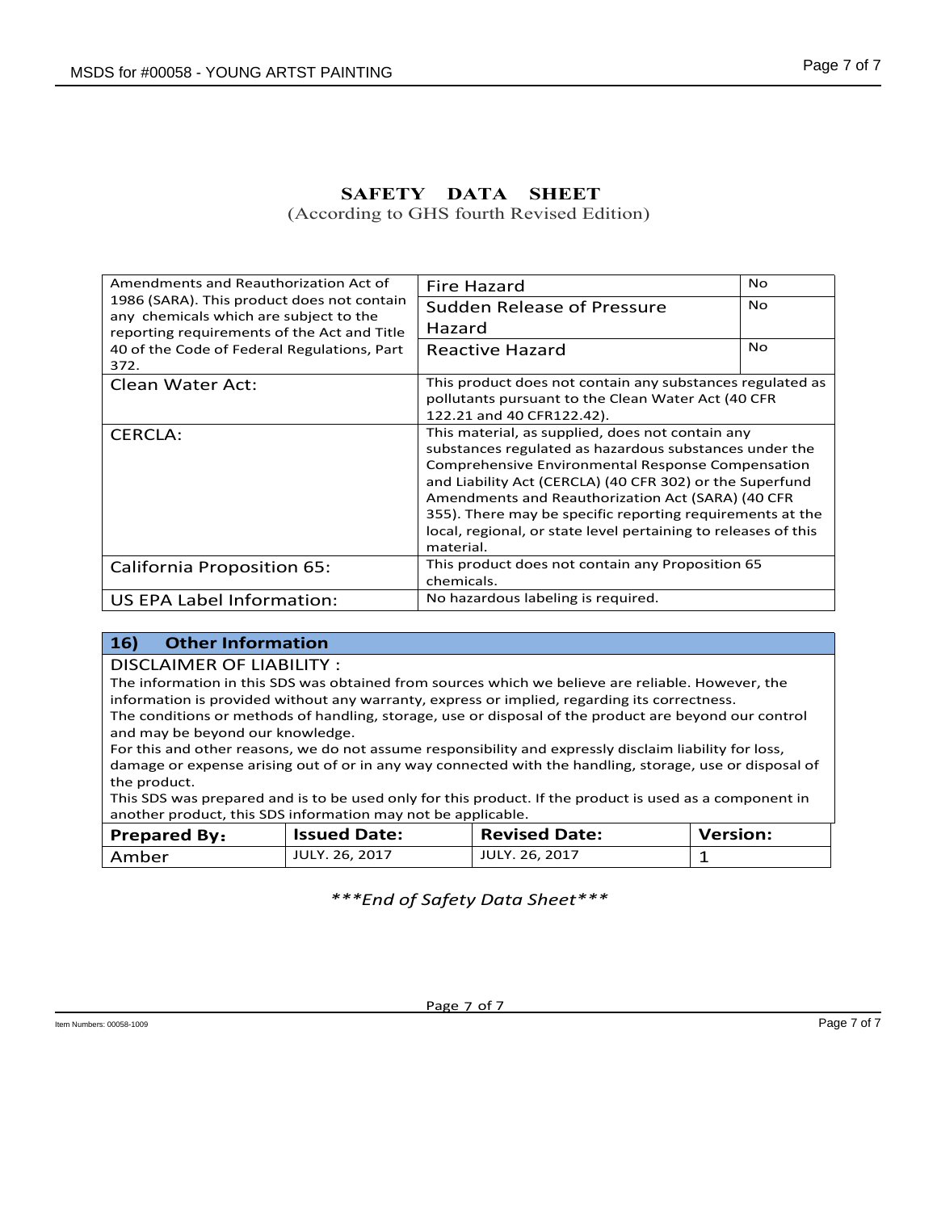**SAFETY DATA SHEET**
(According to GHS fourth Revised Edition)

| | | |
|---|---|---|
| Amendments and Reauthorization Act of 1986 (SARA). This product does not contain any chemicals which are subject to the reporting requirements of the Act and Title 40 of the Code of Federal Regulations, Part 372. | Fire Hazard | No |
| | Sudden Release of Pressure Hazard | No |
| | Reactive Hazard | No |
| Clean Water Act: | This product does not contain any substances regulated as pollutants pursuant to the Clean Water Act (40 CFR 122.21 and 40 CFR122.42). | |
| CERCLA: | This material, as supplied, does not contain any substances regulated as hazardous substances under the Comprehensive Environmental Response Compensation and Liability Act (CERCLA) (40 CFR 302) or the Superfund Amendments and Reauthorization Act (SARA) (40 CFR 355). There may be specific reporting requirements at the local, regional, or state level pertaining to releases of this material. | |
| California Proposition 65: | This product does not contain any Proposition 65 chemicals. | |
| US EPA Label Information: | No hazardous labeling is required. | |

## 16) Other Information

DISCLAIMER OF LIABILITY :

The information in this SDS was obtained from sources which we believe are reliable. However, the information is provided without any warranty, express or implied, regarding its correctness.

The conditions or methods of handling, storage, use or disposal of the product are beyond our control and may be beyond our knowledge.

For this and other reasons, we do not assume responsibility and expressly disclaim liability for loss, damage or expense arising out of or in any way connected with the handling, storage, use or disposal of the product.

This SDS was prepared and is to be used only for this product. If the product is used as a component in another product, this SDS information may not be applicable.

| Prepared By: | Issued Date: | Revised Date: | Version: |
|---|---|---|---|
| Amber | JULY. 26, 2017 | JULY. 26, 2017 | 1 |

****End of Safety Data Sheet****

Item Numbers: 00058-1009